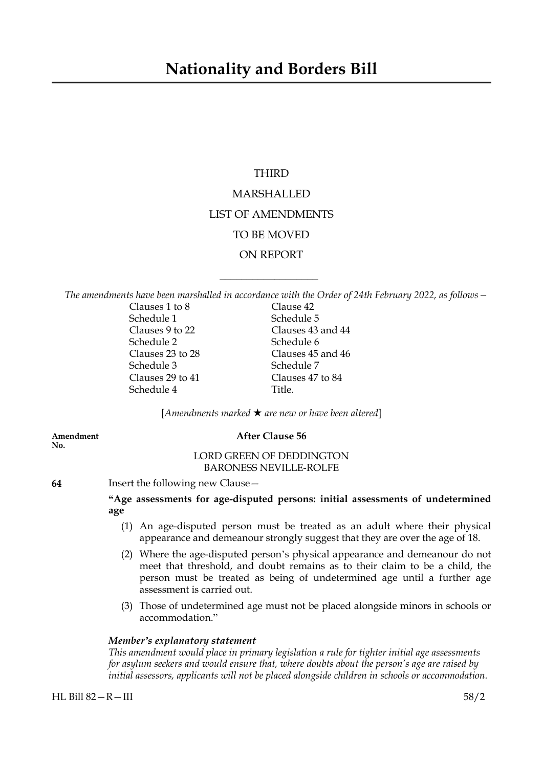# Nationality and Borders Bill

THIRD

MARSHALLED

LIST OF AMENDMENTS

TO BE MOVED

ON REPORT

---

*The amendments have been marshalled in accordance with the Order of 24th February 2022, as follows—*

Clauses 1 to 8
Schedule 1
Clauses 9 to 22
Schedule 2
Clauses 23 to 28
Schedule 3
Clauses 29 to 41
Schedule 4
Clause 42
Schedule 5
Clauses 43 and 44
Schedule 6
Clauses 45 and 46
Schedule 7
Clauses 47 to 84
Title.

[*Amendments marked ★ are new or have been altered*]

**Amendment No.**

### After Clause 56

LORD GREEN OF DEDDINGTON
BARONESS NEVILLE-ROLFE

**64** Insert the following new Clause—

**"Age assessments for age-disputed persons: initial assessments of undetermined age**

(1) An age-disputed person must be treated as an adult where their physical appearance and demeanour strongly suggest that they are over the age of 18.

(2) Where the age-disputed person's physical appearance and demeanour do not meet that threshold, and doubt remains as to their claim to be a child, the person must be treated as being of undetermined age until a further age assessment is carried out.

(3) Those of undetermined age must not be placed alongside minors in schools or accommodation."

***Member's explanatory statement***
*This amendment would place in primary legislation a rule for tighter initial age assessments for asylum seekers and would ensure that, where doubts about the person's age are raised by initial assessors, applicants will not be placed alongside children in schools or accommodation.*

HL Bill 82—R—III 58/2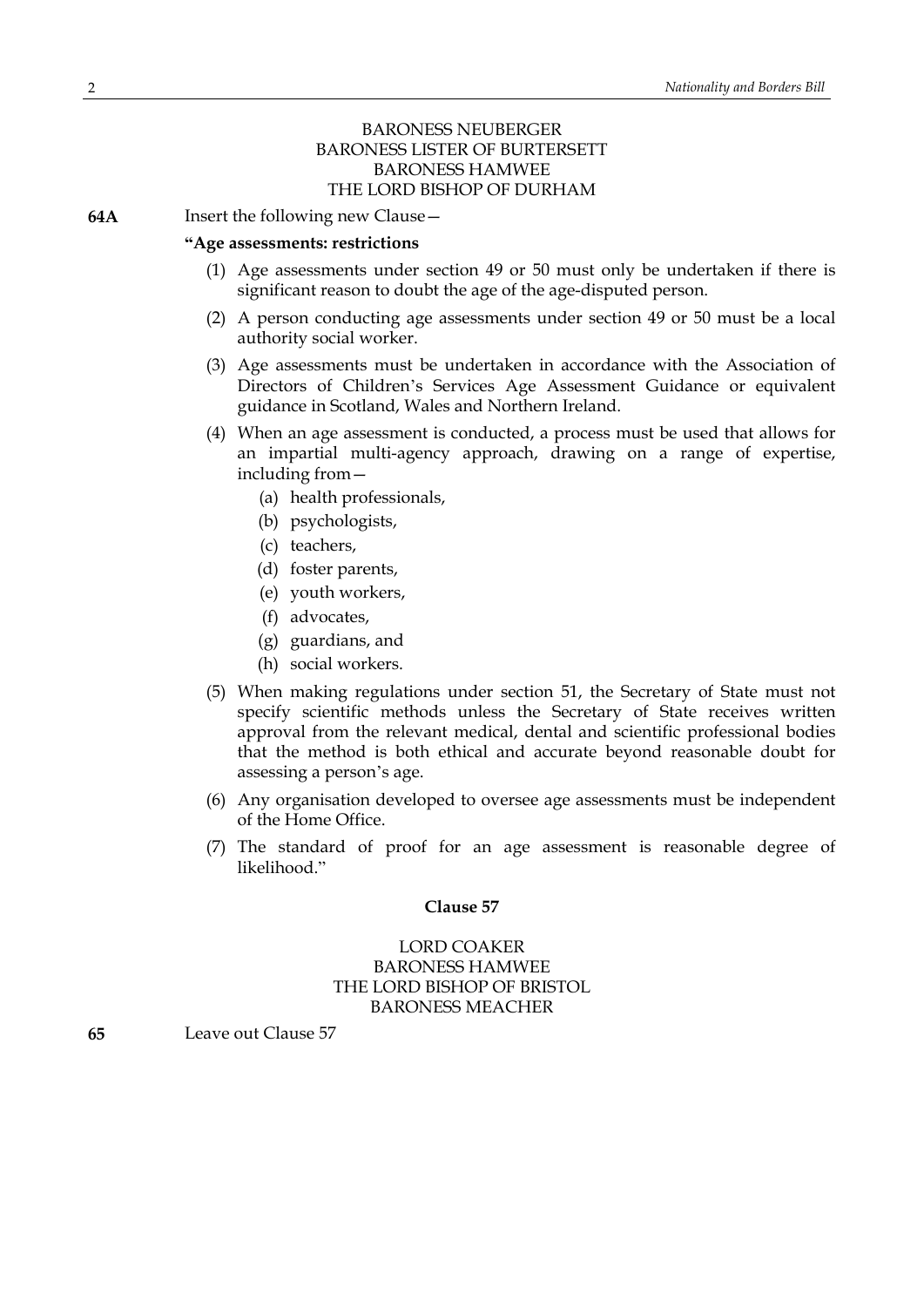BARONESS NEUBERGER
BARONESS LISTER OF BURTERSETT
BARONESS HAMWEE
THE LORD BISHOP OF DURHAM

**64A** Insert the following new Clause—

**"Age assessments: restrictions**

(1) Age assessments under section 49 or 50 must only be undertaken if there is significant reason to doubt the age of the age-disputed person.

(2) A person conducting age assessments under section 49 or 50 must be a local authority social worker.

(3) Age assessments must be undertaken in accordance with the Association of Directors of Children's Services Age Assessment Guidance or equivalent guidance in Scotland, Wales and Northern Ireland.

(4) When an age assessment is conducted, a process must be used that allows for an impartial multi-agency approach, drawing on a range of expertise, including from—

- (a) health professionals,
- (b) psychologists,
- (c) teachers,
- (d) foster parents,
- (e) youth workers,
- (f) advocates,
- (g) guardians, and
- (h) social workers.

(5) When making regulations under section 51, the Secretary of State must not specify scientific methods unless the Secretary of State receives written approval from the relevant medical, dental and scientific professional bodies that the method is both ethical and accurate beyond reasonable doubt for assessing a person's age.

(6) Any organisation developed to oversee age assessments must be independent of the Home Office.

(7) The standard of proof for an age assessment is reasonable degree of likelihood."

**Clause 57**

LORD COAKER
BARONESS HAMWEE
THE LORD BISHOP OF BRISTOL
BARONESS MEACHER

**65** Leave out Clause 57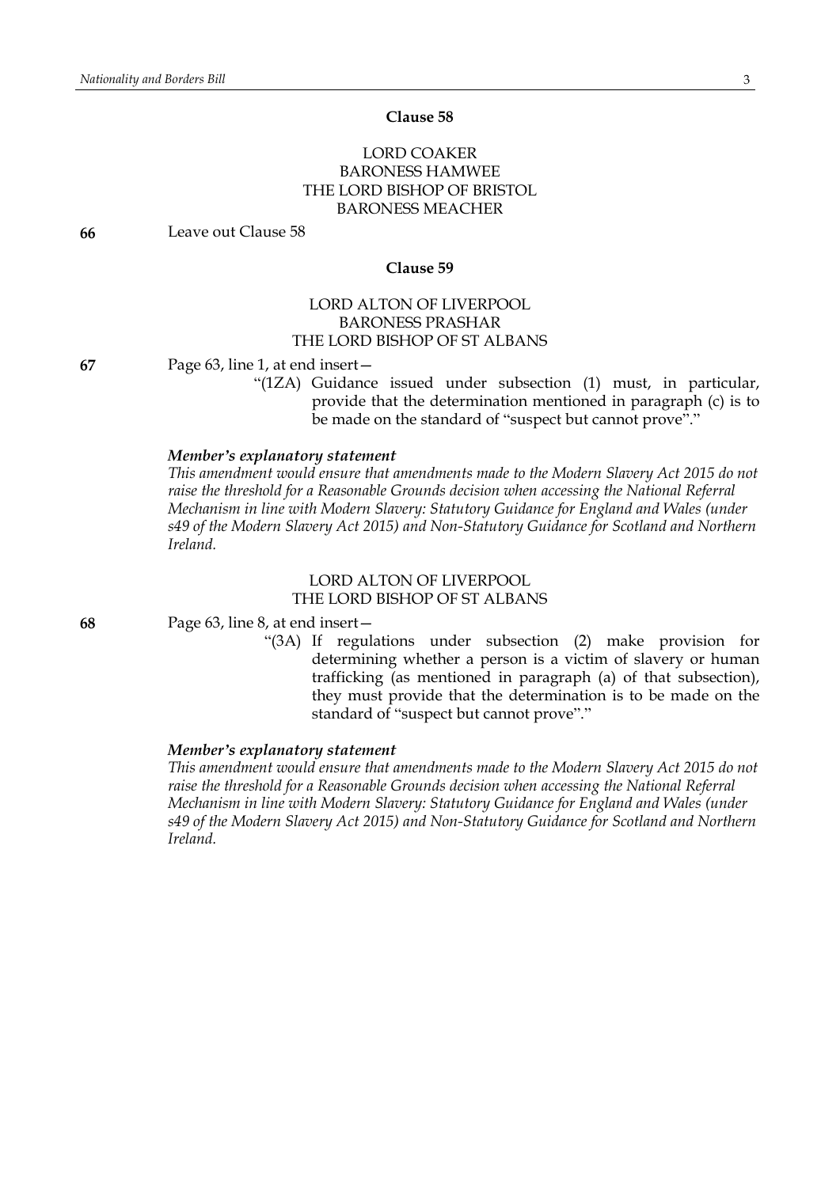**Clause 58**

LORD COAKER
BARONESS HAMWEE
THE LORD BISHOP OF BRISTOL
BARONESS MEACHER

**66** Leave out Clause 58

**Clause 59**

LORD ALTON OF LIVERPOOL
BARONESS PRASHAR
THE LORD BISHOP OF ST ALBANS

**67** Page 63, line 1, at end insert—

"(1ZA) Guidance issued under subsection (1) must, in particular, provide that the determination mentioned in paragraph (c) is to be made on the standard of "suspect but cannot prove"."

***Member's explanatory statement***

*This amendment would ensure that amendments made to the Modern Slavery Act 2015 do not raise the threshold for a Reasonable Grounds decision when accessing the National Referral Mechanism in line with Modern Slavery: Statutory Guidance for England and Wales (under s49 of the Modern Slavery Act 2015) and Non-Statutory Guidance for Scotland and Northern Ireland.*

LORD ALTON OF LIVERPOOL
THE LORD BISHOP OF ST ALBANS

**68** Page 63, line 8, at end insert—

"(3A) If regulations under subsection (2) make provision for determining whether a person is a victim of slavery or human trafficking (as mentioned in paragraph (a) of that subsection), they must provide that the determination is to be made on the standard of "suspect but cannot prove"."

***Member's explanatory statement***

*This amendment would ensure that amendments made to the Modern Slavery Act 2015 do not raise the threshold for a Reasonable Grounds decision when accessing the National Referral Mechanism in line with Modern Slavery: Statutory Guidance for England and Wales (under s49 of the Modern Slavery Act 2015) and Non-Statutory Guidance for Scotland and Northern Ireland.*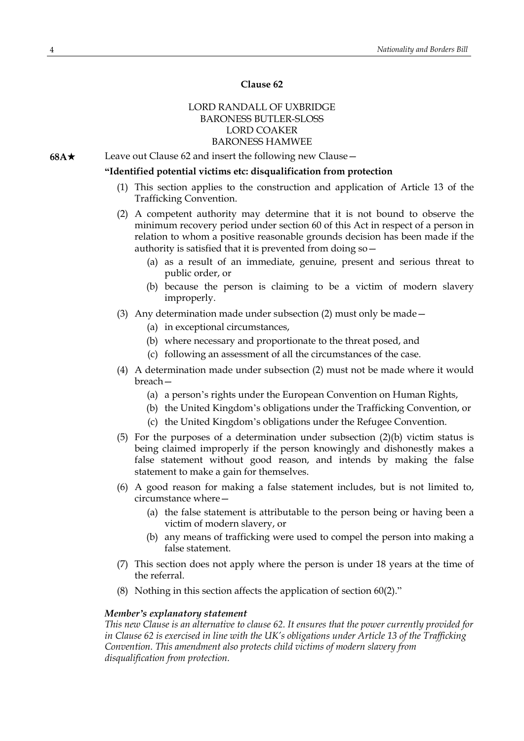### Clause 62

LORD RANDALL OF UXBRIDGE
BARONESS BUTLER-SLOSS
LORD COAKER
BARONESS HAMWEE

**68A★** Leave out Clause 62 and insert the following new Clause—

**"Identified potential victims etc: disqualification from protection**

(1) This section applies to the construction and application of Article 13 of the Trafficking Convention.

(2) A competent authority may determine that it is not bound to observe the minimum recovery period under section 60 of this Act in respect of a person in relation to whom a positive reasonable grounds decision has been made if the authority is satisfied that it is prevented from doing so—

(a) as a result of an immediate, genuine, present and serious threat to public order, or

(b) because the person is claiming to be a victim of modern slavery improperly.

(3) Any determination made under subsection (2) must only be made—

(a) in exceptional circumstances,

(b) where necessary and proportionate to the threat posed, and

(c) following an assessment of all the circumstances of the case.

(4) A determination made under subsection (2) must not be made where it would breach—

(a) a person's rights under the European Convention on Human Rights,

(b) the United Kingdom's obligations under the Trafficking Convention, or

(c) the United Kingdom's obligations under the Refugee Convention.

(5) For the purposes of a determination under subsection (2)(b) victim status is being claimed improperly if the person knowingly and dishonestly makes a false statement without good reason, and intends by making the false statement to make a gain for themselves.

(6) A good reason for making a false statement includes, but is not limited to, circumstance where—

(a) the false statement is attributable to the person being or having been a victim of modern slavery, or

(b) any means of trafficking were used to compel the person into making a false statement.

(7) This section does not apply where the person is under 18 years at the time of the referral.

(8) Nothing in this section affects the application of section 60(2)."

***Member's explanatory statement***

*This new Clause is an alternative to clause 62. It ensures that the power currently provided for in Clause 62 is exercised in line with the UK's obligations under Article 13 of the Trafficking Convention. This amendment also protects child victims of modern slavery from disqualification from protection.*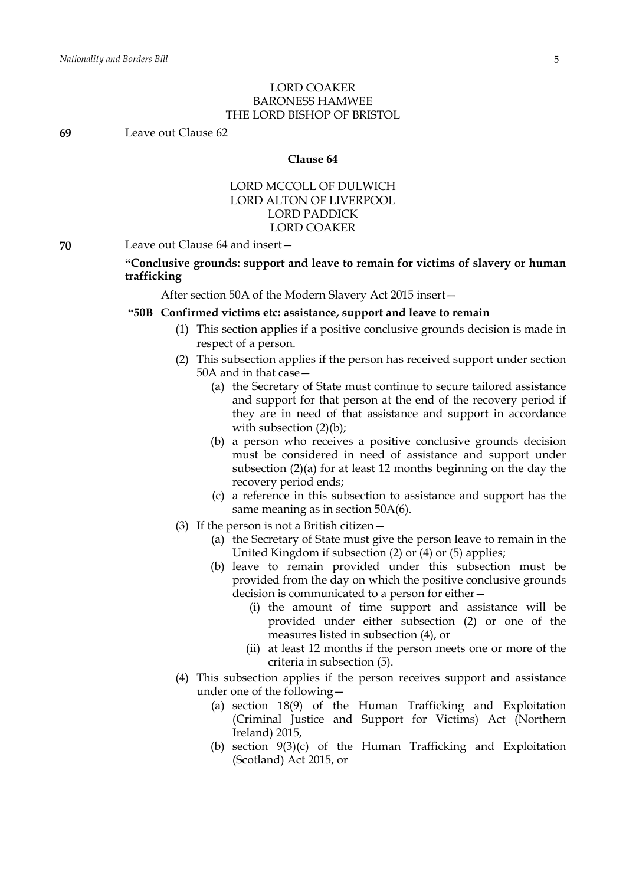LORD COAKER
BARONESS HAMWEE
THE LORD BISHOP OF BRISTOL

**69** Leave out Clause 62

**Clause 64**

LORD MCCOLL OF DULWICH
LORD ALTON OF LIVERPOOL
LORD PADDICK
LORD COAKER

**70** Leave out Clause 64 and insert—

**"Conclusive grounds: support and leave to remain for victims of slavery or human trafficking**

After section 50A of the Modern Slavery Act 2015 insert—

**"50B Confirmed victims etc: assistance, support and leave to remain**

(1) This section applies if a positive conclusive grounds decision is made in respect of a person.

(2) This subsection applies if the person has received support under section 50A and in that case—

(a) the Secretary of State must continue to secure tailored assistance and support for that person at the end of the recovery period if they are in need of that assistance and support in accordance with subsection (2)(b);

(b) a person who receives a positive conclusive grounds decision must be considered in need of assistance and support under subsection (2)(a) for at least 12 months beginning on the day the recovery period ends;

(c) a reference in this subsection to assistance and support has the same meaning as in section 50A(6).

(3) If the person is not a British citizen—

(a) the Secretary of State must give the person leave to remain in the United Kingdom if subsection (2) or (4) or (5) applies;

(b) leave to remain provided under this subsection must be provided from the day on which the positive conclusive grounds decision is communicated to a person for either—

(i) the amount of time support and assistance will be provided under either subsection (2) or one of the measures listed in subsection (4), or

(ii) at least 12 months if the person meets one or more of the criteria in subsection (5).

(4) This subsection applies if the person receives support and assistance under one of the following—

(a) section 18(9) of the Human Trafficking and Exploitation (Criminal Justice and Support for Victims) Act (Northern Ireland) 2015,

(b) section 9(3)(c) of the Human Trafficking and Exploitation (Scotland) Act 2015, or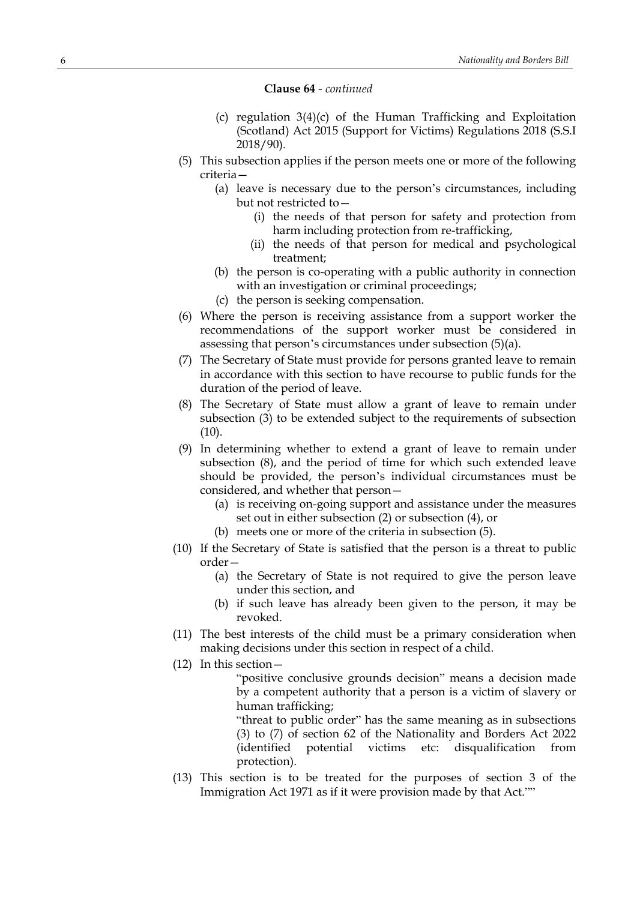**Clause 64** - *continued*

(c) regulation 3(4)(c) of the Human Trafficking and Exploitation (Scotland) Act 2015 (Support for Victims) Regulations 2018 (S.S.I 2018/90).

(5) This subsection applies if the person meets one or more of the following criteria—

(a) leave is necessary due to the person's circumstances, including but not restricted to—

(i) the needs of that person for safety and protection from harm including protection from re-trafficking,

(ii) the needs of that person for medical and psychological treatment;

(b) the person is co-operating with a public authority in connection with an investigation or criminal proceedings;

(c) the person is seeking compensation.

(6) Where the person is receiving assistance from a support worker the recommendations of the support worker must be considered in assessing that person's circumstances under subsection (5)(a).

(7) The Secretary of State must provide for persons granted leave to remain in accordance with this section to have recourse to public funds for the duration of the period of leave.

(8) The Secretary of State must allow a grant of leave to remain under subsection (3) to be extended subject to the requirements of subsection (10).

(9) In determining whether to extend a grant of leave to remain under subsection (8), and the period of time for which such extended leave should be provided, the person's individual circumstances must be considered, and whether that person—

(a) is receiving on-going support and assistance under the measures set out in either subsection (2) or subsection (4), or

(b) meets one or more of the criteria in subsection (5).

(10) If the Secretary of State is satisfied that the person is a threat to public order—

(a) the Secretary of State is not required to give the person leave under this section, and

(b) if such leave has already been given to the person, it may be revoked.

(11) The best interests of the child must be a primary consideration when making decisions under this section in respect of a child.

(12) In this section—

"positive conclusive grounds decision" means a decision made by a competent authority that a person is a victim of slavery or human trafficking;

"threat to public order" has the same meaning as in subsections (3) to (7) of section 62 of the Nationality and Borders Act 2022 (identified potential victims etc: disqualification from protection).

(13) This section is to be treated for the purposes of section 3 of the Immigration Act 1971 as if it were provision made by that Act.""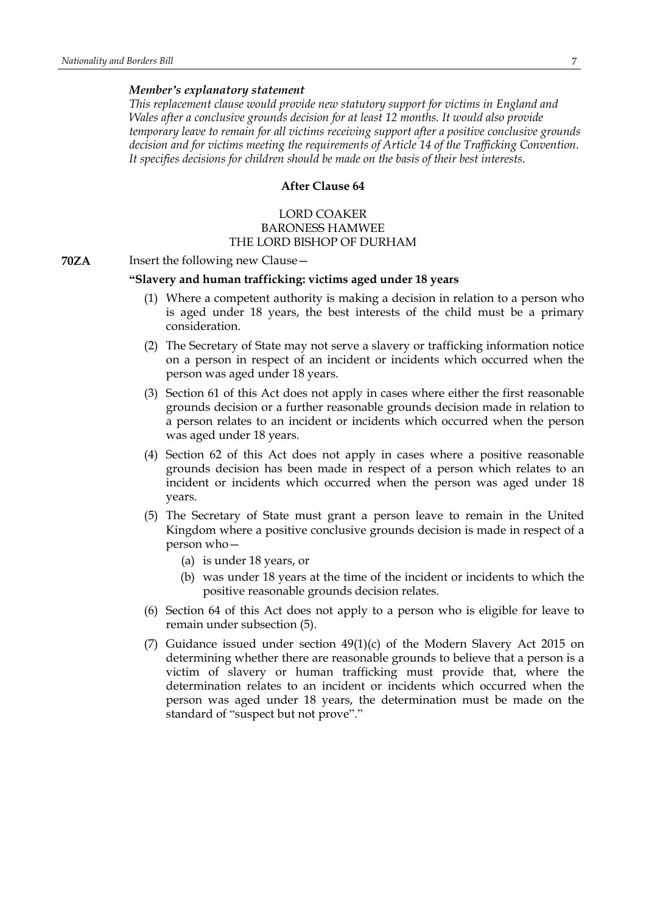***Member's explanatory statement***

*This replacement clause would provide new statutory support for victims in England and Wales after a conclusive grounds decision for at least 12 months. It would also provide temporary leave to remain for all victims receiving support after a positive conclusive grounds decision and for victims meeting the requirements of Article 14 of the Trafficking Convention. It specifies decisions for children should be made on the basis of their best interests.*

**After Clause 64**

LORD COAKER
BARONESS HAMWEE
THE LORD BISHOP OF DURHAM

**70ZA** Insert the following new Clause—

**"Slavery and human trafficking: victims aged under 18 years**

(1) Where a competent authority is making a decision in relation to a person who is aged under 18 years, the best interests of the child must be a primary consideration.

(2) The Secretary of State may not serve a slavery or trafficking information notice on a person in respect of an incident or incidents which occurred when the person was aged under 18 years.

(3) Section 61 of this Act does not apply in cases where either the first reasonable grounds decision or a further reasonable grounds decision made in relation to a person relates to an incident or incidents which occurred when the person was aged under 18 years.

(4) Section 62 of this Act does not apply in cases where a positive reasonable grounds decision has been made in respect of a person which relates to an incident or incidents which occurred when the person was aged under 18 years.

(5) The Secretary of State must grant a person leave to remain in the United Kingdom where a positive conclusive grounds decision is made in respect of a person who—

  (a) is under 18 years, or

  (b) was under 18 years at the time of the incident or incidents to which the positive reasonable grounds decision relates.

(6) Section 64 of this Act does not apply to a person who is eligible for leave to remain under subsection (5).

(7) Guidance issued under section 49(1)(c) of the Modern Slavery Act 2015 on determining whether there are reasonable grounds to believe that a person is a victim of slavery or human trafficking must provide that, where the determination relates to an incident or incidents which occurred when the person was aged under 18 years, the determination must be made on the standard of "suspect but not prove"."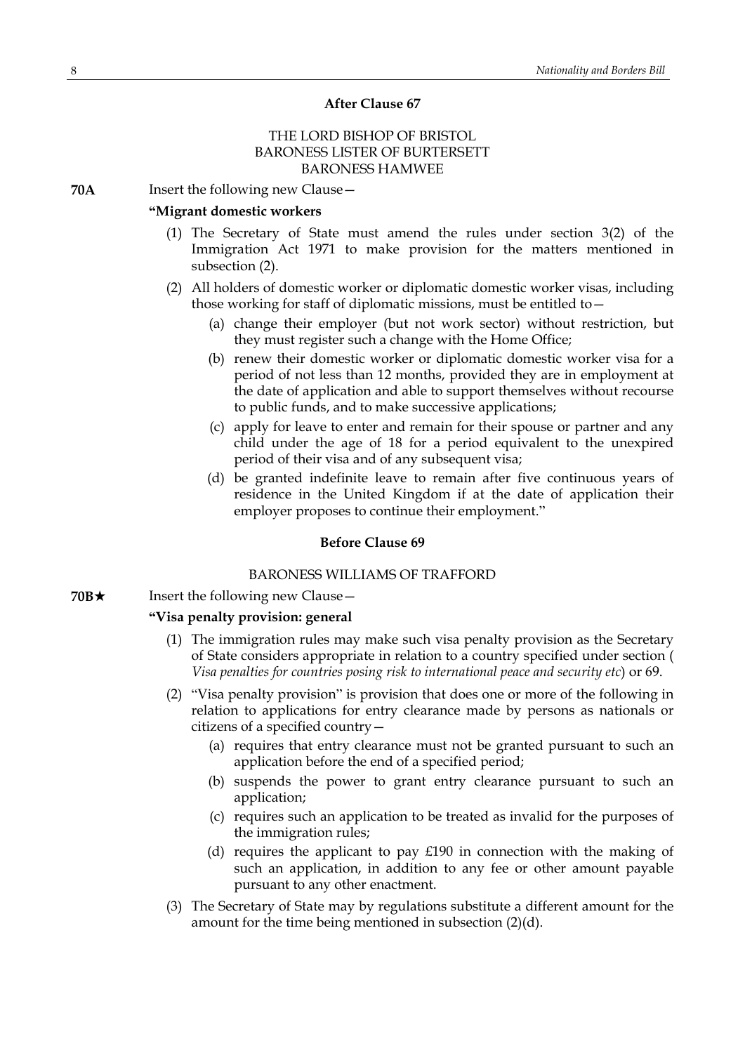### After Clause 67

THE LORD BISHOP OF BRISTOL
BARONESS LISTER OF BURTERSETT
BARONESS HAMWEE

**70A** Insert the following new Clause—

**"Migrant domestic workers**

(1) The Secretary of State must amend the rules under section 3(2) of the Immigration Act 1971 to make provision for the matters mentioned in subsection (2).

(2) All holders of domestic worker or diplomatic domestic worker visas, including those working for staff of diplomatic missions, must be entitled to—

(a) change their employer (but not work sector) without restriction, but they must register such a change with the Home Office;

(b) renew their domestic worker or diplomatic domestic worker visa for a period of not less than 12 months, provided they are in employment at the date of application and able to support themselves without recourse to public funds, and to make successive applications;

(c) apply for leave to enter and remain for their spouse or partner and any child under the age of 18 for a period equivalent to the unexpired period of their visa and of any subsequent visa;

(d) be granted indefinite leave to remain after five continuous years of residence in the United Kingdom if at the date of application their employer proposes to continue their employment."

### Before Clause 69

BARONESS WILLIAMS OF TRAFFORD

**70B★** Insert the following new Clause—

**"Visa penalty provision: general**

(1) The immigration rules may make such visa penalty provision as the Secretary of State considers appropriate in relation to a country specified under section (*Visa penalties for countries posing risk to international peace and security etc*) or 69.

(2) "Visa penalty provision" is provision that does one or more of the following in relation to applications for entry clearance made by persons as nationals or citizens of a specified country—

(a) requires that entry clearance must not be granted pursuant to such an application before the end of a specified period;

(b) suspends the power to grant entry clearance pursuant to such an application;

(c) requires such an application to be treated as invalid for the purposes of the immigration rules;

(d) requires the applicant to pay £190 in connection with the making of such an application, in addition to any fee or other amount payable pursuant to any other enactment.

(3) The Secretary of State may by regulations substitute a different amount for the amount for the time being mentioned in subsection (2)(d).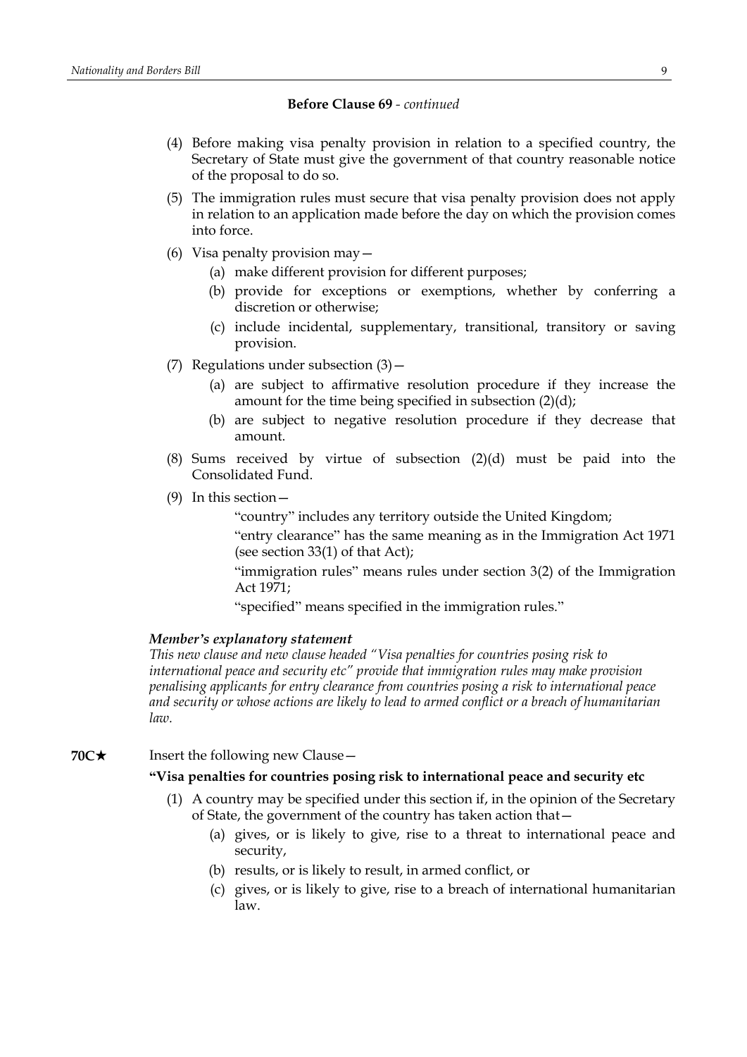**Before Clause 69** - *continued*

(4) Before making visa penalty provision in relation to a specified country, the Secretary of State must give the government of that country reasonable notice of the proposal to do so.

(5) The immigration rules must secure that visa penalty provision does not apply in relation to an application made before the day on which the provision comes into force.

(6) Visa penalty provision may—

(a) make different provision for different purposes;

(b) provide for exceptions or exemptions, whether by conferring a discretion or otherwise;

(c) include incidental, supplementary, transitional, transitory or saving provision.

(7) Regulations under subsection (3)—

(a) are subject to affirmative resolution procedure if they increase the amount for the time being specified in subsection (2)(d);

(b) are subject to negative resolution procedure if they decrease that amount.

(8) Sums received by virtue of subsection (2)(d) must be paid into the Consolidated Fund.

(9) In this section—

"country" includes any territory outside the United Kingdom;

"entry clearance" has the same meaning as in the Immigration Act 1971 (see section 33(1) of that Act);

"immigration rules" means rules under section 3(2) of the Immigration Act 1971;

"specified" means specified in the immigration rules."

***Member's explanatory statement***

*This new clause and new clause headed "Visa penalties for countries posing risk to international peace and security etc" provide that immigration rules may make provision penalising applicants for entry clearance from countries posing a risk to international peace and security or whose actions are likely to lead to armed conflict or a breach of humanitarian law.*

**70C★** Insert the following new Clause—

**"Visa penalties for countries posing risk to international peace and security etc**

(1) A country may be specified under this section if, in the opinion of the Secretary of State, the government of the country has taken action that—

(a) gives, or is likely to give, rise to a threat to international peace and security,

(b) results, or is likely to result, in armed conflict, or

(c) gives, or is likely to give, rise to a breach of international humanitarian law.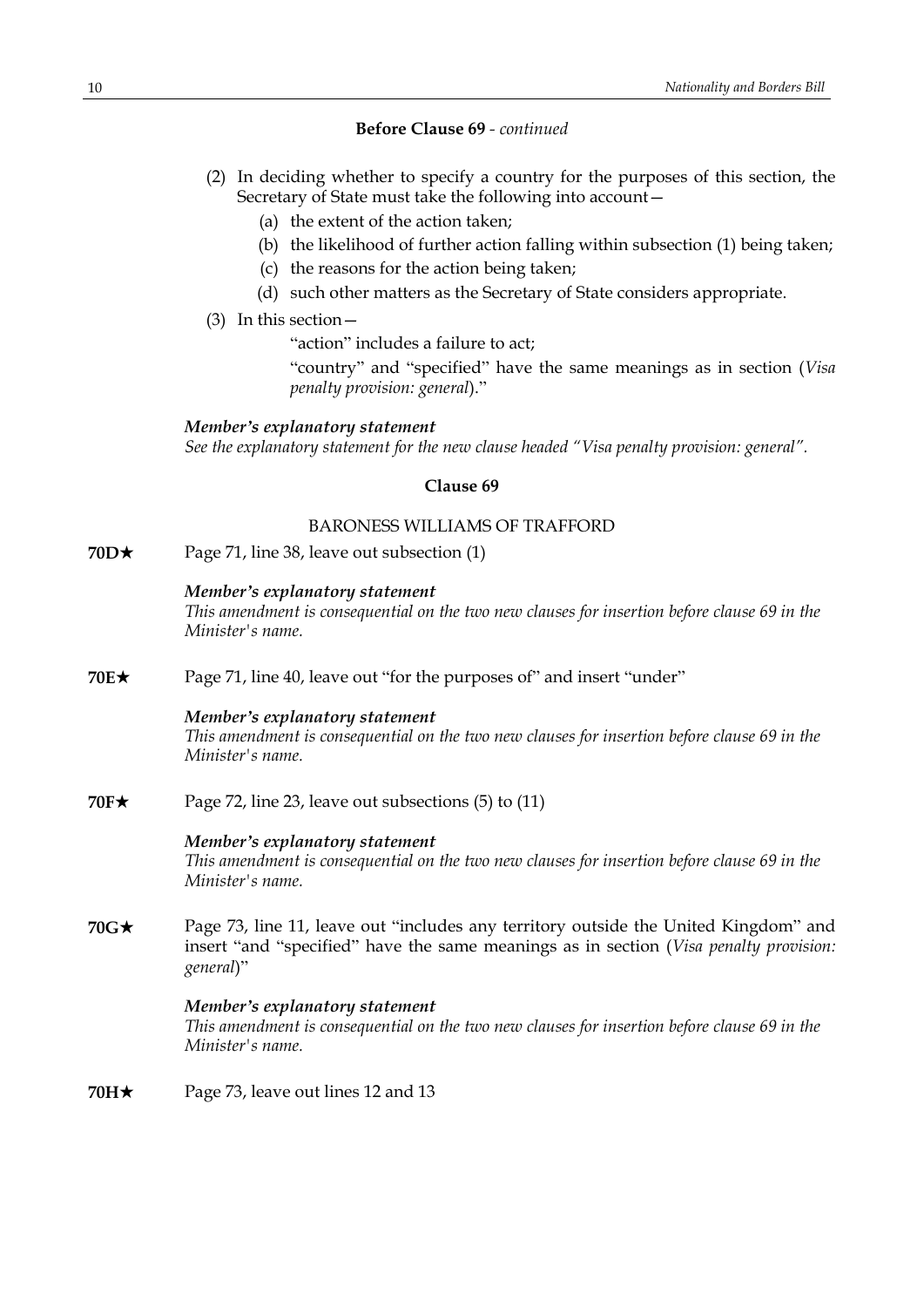**Before Clause 69** - *continued*

(2) In deciding whether to specify a country for the purposes of this section, the Secretary of State must take the following into account—

(a) the extent of the action taken;

(b) the likelihood of further action falling within subsection (1) being taken;

(c) the reasons for the action being taken;

(d) such other matters as the Secretary of State considers appropriate.

(3) In this section—

"action" includes a failure to act;

"country" and "specified" have the same meanings as in section (*Visa penalty provision: general*)."

***Member's explanatory statement***

*See the explanatory statement for the new clause headed "Visa penalty provision: general".*

**Clause 69**

BARONESS WILLIAMS OF TRAFFORD

**70D★** Page 71, line 38, leave out subsection (1)

***Member's explanatory statement***

*This amendment is consequential on the two new clauses for insertion before clause 69 in the Minister's name.*

**70E★** Page 71, line 40, leave out "for the purposes of" and insert "under"

***Member's explanatory statement***

*This amendment is consequential on the two new clauses for insertion before clause 69 in the Minister's name.*

**70F★** Page 72, line 23, leave out subsections (5) to (11)

***Member's explanatory statement***

*This amendment is consequential on the two new clauses for insertion before clause 69 in the Minister's name.*

**70G★** Page 73, line 11, leave out "includes any territory outside the United Kingdom" and insert "and "specified" have the same meanings as in section (*Visa penalty provision: general*)"

***Member's explanatory statement***

*This amendment is consequential on the two new clauses for insertion before clause 69 in the Minister's name.*

**70H★** Page 73, leave out lines 12 and 13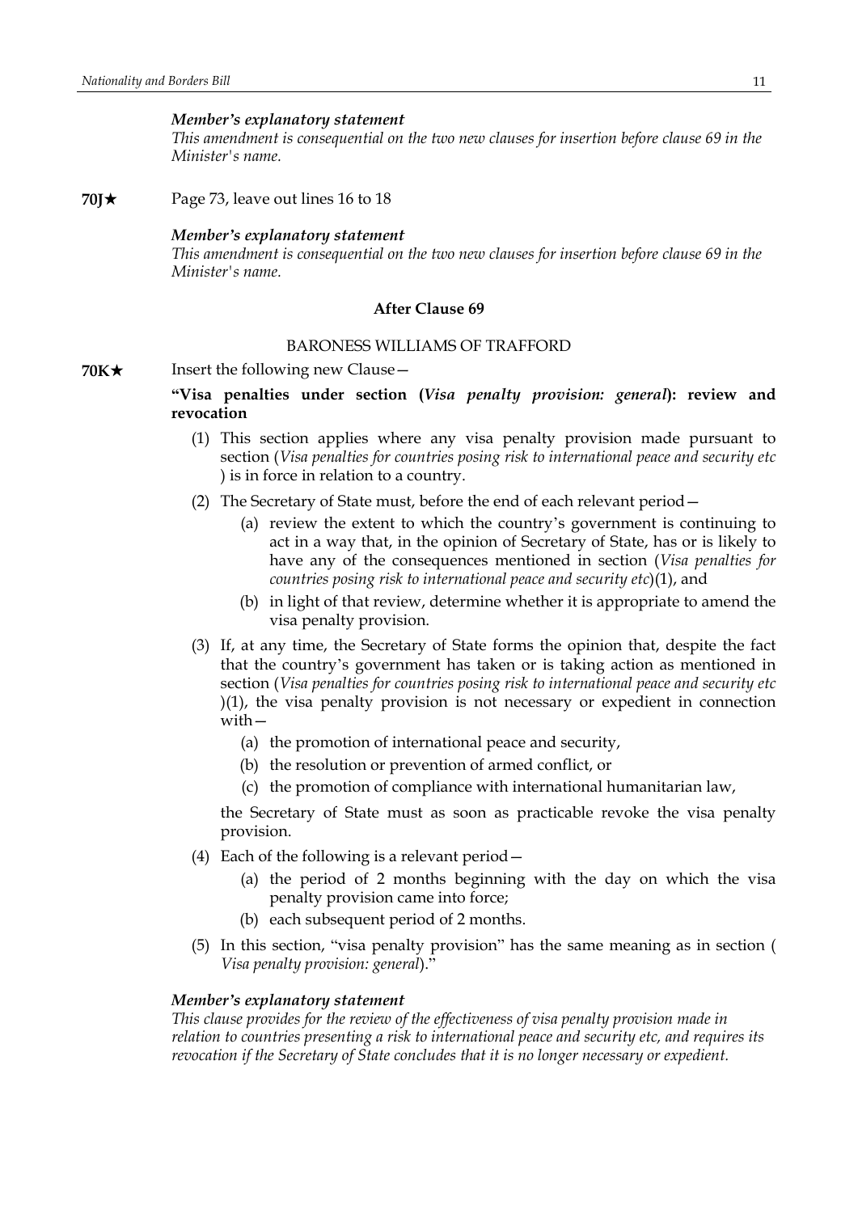*Member's explanatory statement*

*This amendment is consequential on the two new clauses for insertion before clause 69 in the Minister's name.*

**70J★** Page 73, leave out lines 16 to 18

*Member's explanatory statement*

*This amendment is consequential on the two new clauses for insertion before clause 69 in the Minister's name.*

**After Clause 69**

BARONESS WILLIAMS OF TRAFFORD

**70K★** Insert the following new Clause—

**"Visa penalties under section (*Visa penalty provision: general*): review and revocation**

(1) This section applies where any visa penalty provision made pursuant to section (*Visa penalties for countries posing risk to international peace and security etc* ) is in force in relation to a country.

(2) The Secretary of State must, before the end of each relevant period—

- (a) review the extent to which the country's government is continuing to act in a way that, in the opinion of Secretary of State, has or is likely to have any of the consequences mentioned in section (*Visa penalties for countries posing risk to international peace and security etc*)(1), and
- (b) in light of that review, determine whether it is appropriate to amend the visa penalty provision.

(3) If, at any time, the Secretary of State forms the opinion that, despite the fact that the country's government has taken or is taking action as mentioned in section (*Visa penalties for countries posing risk to international peace and security etc* )(1), the visa penalty provision is not necessary or expedient in connection with—

- (a) the promotion of international peace and security,
- (b) the resolution or prevention of armed conflict, or
- (c) the promotion of compliance with international humanitarian law,

the Secretary of State must as soon as practicable revoke the visa penalty provision.

(4) Each of the following is a relevant period—

- (a) the period of 2 months beginning with the day on which the visa penalty provision came into force;
- (b) each subsequent period of 2 months.

(5) In this section, "visa penalty provision" has the same meaning as in section ( *Visa penalty provision: general*)."

*Member's explanatory statement*

*This clause provides for the review of the effectiveness of visa penalty provision made in relation to countries presenting a risk to international peace and security etc, and requires its revocation if the Secretary of State concludes that it is no longer necessary or expedient.*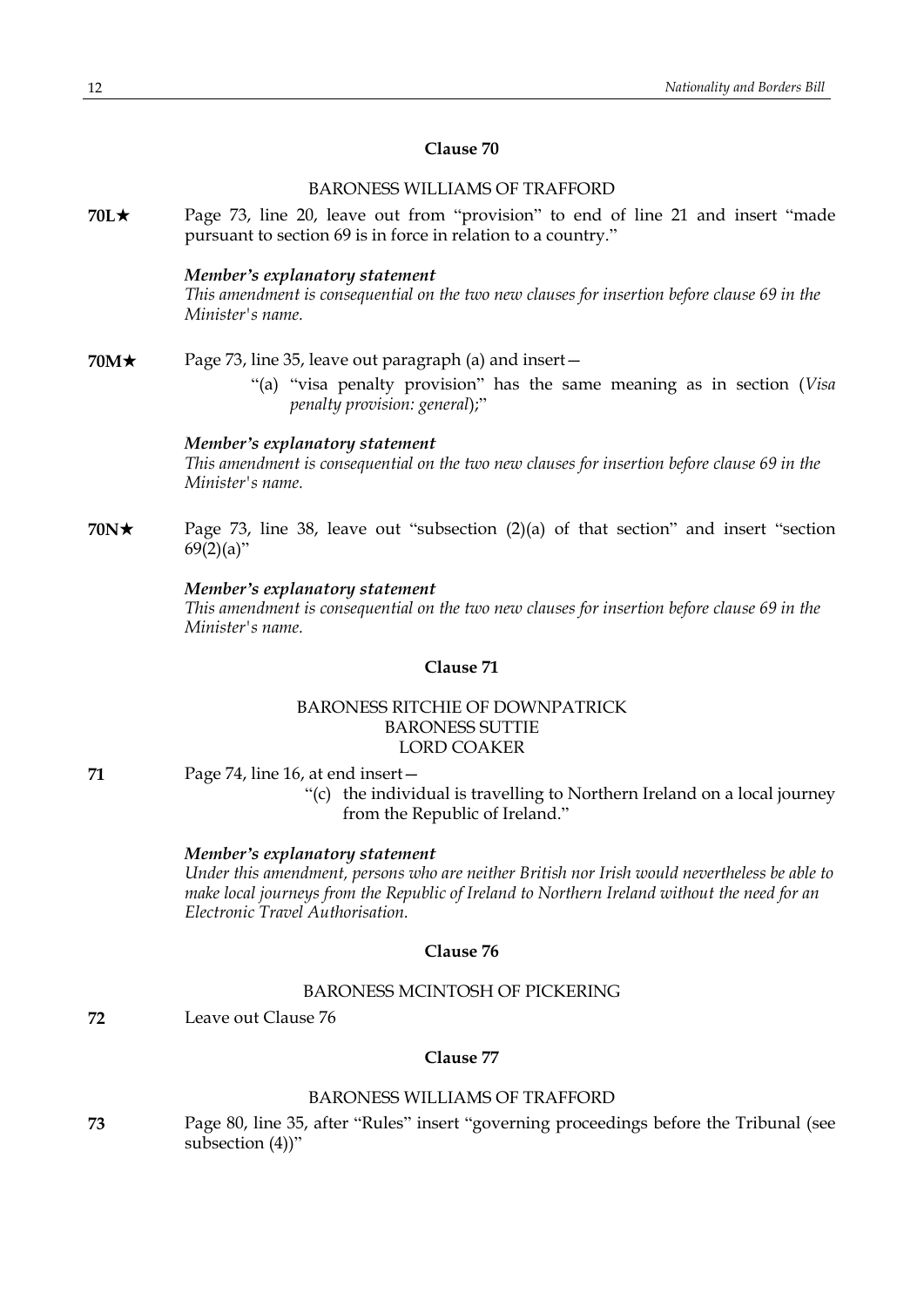### Clause 70

BARONESS WILLIAMS OF TRAFFORD

**70L★** Page 73, line 20, leave out from "provision" to end of line 21 and insert "made pursuant to section 69 is in force in relation to a country."

***Member's explanatory statement***
*This amendment is consequential on the two new clauses for insertion before clause 69 in the Minister's name.*

**70M★** Page 73, line 35, leave out paragraph (a) and insert—

"(a) "visa penalty provision" has the same meaning as in section (*Visa penalty provision: general*);"

***Member's explanatory statement***
*This amendment is consequential on the two new clauses for insertion before clause 69 in the Minister's name.*

**70N★** Page 73, line 38, leave out "subsection (2)(a) of that section" and insert "section 69(2)(a)"

***Member's explanatory statement***
*This amendment is consequential on the two new clauses for insertion before clause 69 in the Minister's name.*

### Clause 71

BARONESS RITCHIE OF DOWNPATRICK
BARONESS SUTTIE
LORD COAKER

**71** Page 74, line 16, at end insert—

"(c) the individual is travelling to Northern Ireland on a local journey from the Republic of Ireland."

***Member's explanatory statement***
*Under this amendment, persons who are neither British nor Irish would nevertheless be able to make local journeys from the Republic of Ireland to Northern Ireland without the need for an Electronic Travel Authorisation.*

### Clause 76

BARONESS MCINTOSH OF PICKERING

**72** Leave out Clause 76

### Clause 77

BARONESS WILLIAMS OF TRAFFORD

**73** Page 80, line 35, after "Rules" insert "governing proceedings before the Tribunal (see subsection (4))"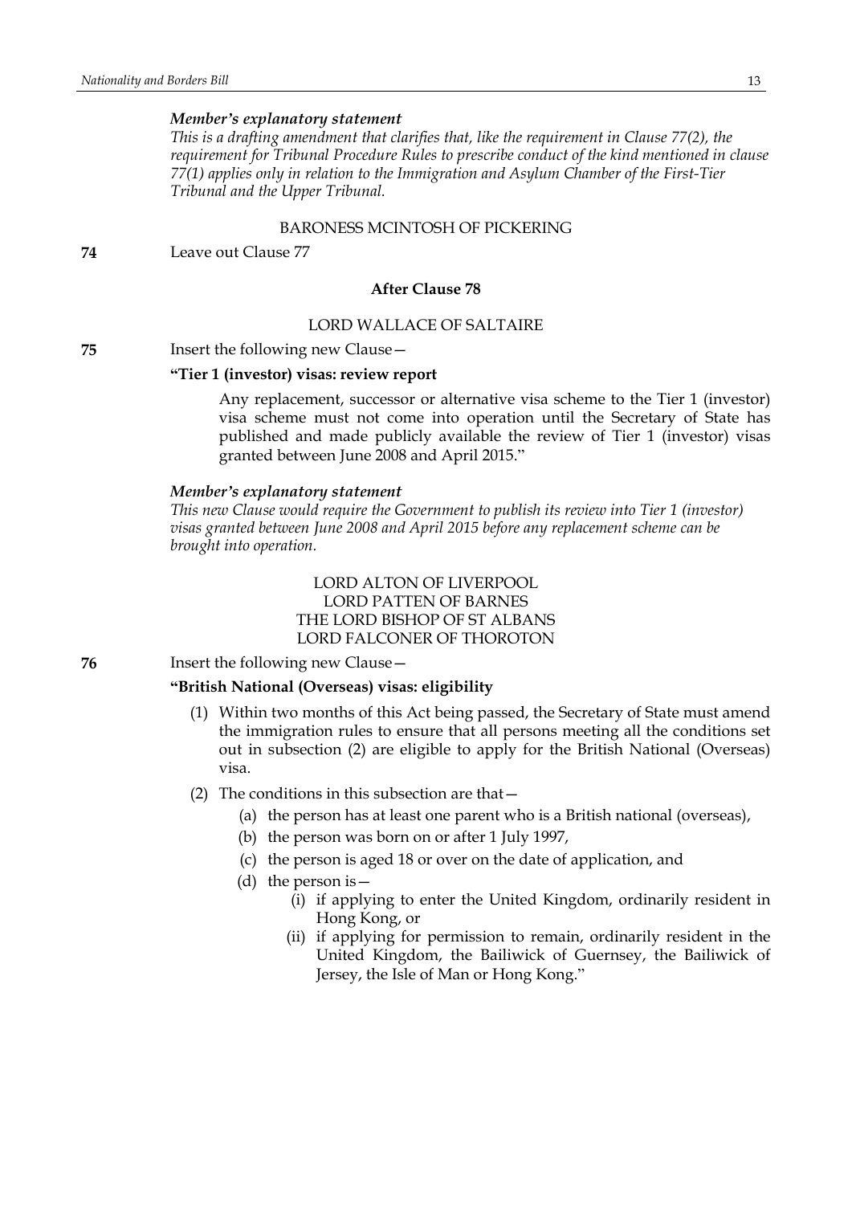*Member's explanatory statement*

*This is a drafting amendment that clarifies that, like the requirement in Clause 77(2), the requirement for Tribunal Procedure Rules to prescribe conduct of the kind mentioned in clause 77(1) applies only in relation to the Immigration and Asylum Chamber of the First-Tier Tribunal and the Upper Tribunal.*

BARONESS MCINTOSH OF PICKERING

**74** Leave out Clause 77

**After Clause 78**

LORD WALLACE OF SALTAIRE

**75** Insert the following new Clause—

**"Tier 1 (investor) visas: review report**

Any replacement, successor or alternative visa scheme to the Tier 1 (investor) visa scheme must not come into operation until the Secretary of State has published and made publicly available the review of Tier 1 (investor) visas granted between June 2008 and April 2015."

*Member's explanatory statement*

*This new Clause would require the Government to publish its review into Tier 1 (investor) visas granted between June 2008 and April 2015 before any replacement scheme can be brought into operation.*

LORD ALTON OF LIVERPOOL
LORD PATTEN OF BARNES
THE LORD BISHOP OF ST ALBANS
LORD FALCONER OF THOROTON

**76** Insert the following new Clause—

**"British National (Overseas) visas: eligibility**

(1) Within two months of this Act being passed, the Secretary of State must amend the immigration rules to ensure that all persons meeting all the conditions set out in subsection (2) are eligible to apply for the British National (Overseas) visa.

(2) The conditions in this subsection are that—

  (a) the person has at least one parent who is a British national (overseas),

  (b) the person was born on or after 1 July 1997,

  (c) the person is aged 18 or over on the date of application, and

  (d) the person is—

    (i) if applying to enter the United Kingdom, ordinarily resident in Hong Kong, or

    (ii) if applying for permission to remain, ordinarily resident in the United Kingdom, the Bailiwick of Guernsey, the Bailiwick of Jersey, the Isle of Man or Hong Kong."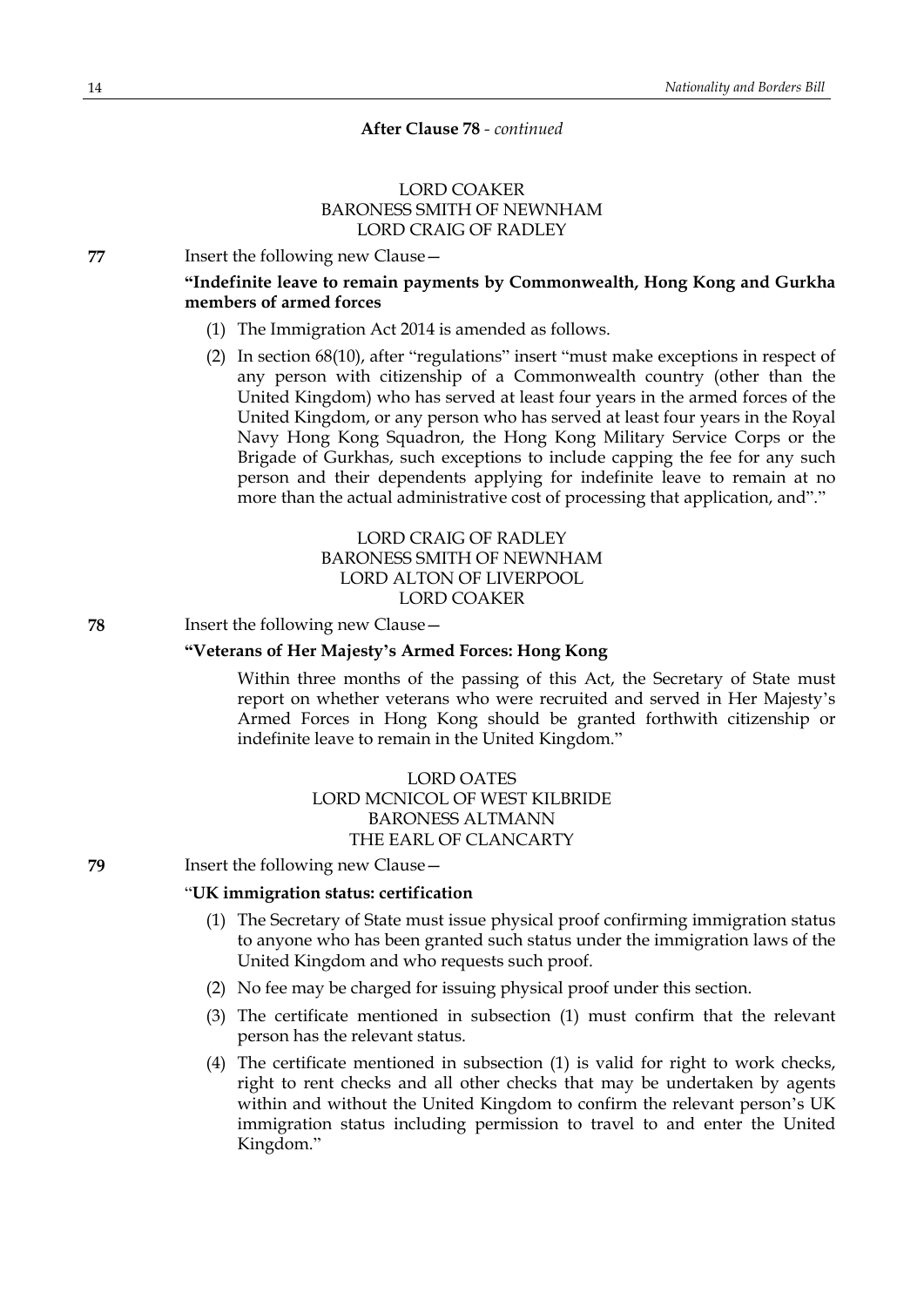**After Clause 78** - *continued*

LORD COAKER
BARONESS SMITH OF NEWNHAM
LORD CRAIG OF RADLEY

**77** Insert the following new Clause—

**"Indefinite leave to remain payments by Commonwealth, Hong Kong and Gurkha members of armed forces**

(1) The Immigration Act 2014 is amended as follows.

(2) In section 68(10), after "regulations" insert "must make exceptions in respect of any person with citizenship of a Commonwealth country (other than the United Kingdom) who has served at least four years in the armed forces of the United Kingdom, or any person who has served at least four years in the Royal Navy Hong Kong Squadron, the Hong Kong Military Service Corps or the Brigade of Gurkhas, such exceptions to include capping the fee for any such person and their dependents applying for indefinite leave to remain at no more than the actual administrative cost of processing that application, and"."

LORD CRAIG OF RADLEY
BARONESS SMITH OF NEWNHAM
LORD ALTON OF LIVERPOOL
LORD COAKER

**78** Insert the following new Clause—

**"Veterans of Her Majesty's Armed Forces: Hong Kong**

Within three months of the passing of this Act, the Secretary of State must report on whether veterans who were recruited and served in Her Majesty's Armed Forces in Hong Kong should be granted forthwith citizenship or indefinite leave to remain in the United Kingdom."

LORD OATES
LORD MCNICOL OF WEST KILBRIDE
BARONESS ALTMANN
THE EARL OF CLANCARTY

**79** Insert the following new Clause—

"**UK immigration status: certification**

(1) The Secretary of State must issue physical proof confirming immigration status to anyone who has been granted such status under the immigration laws of the United Kingdom and who requests such proof.

(2) No fee may be charged for issuing physical proof under this section.

(3) The certificate mentioned in subsection (1) must confirm that the relevant person has the relevant status.

(4) The certificate mentioned in subsection (1) is valid for right to work checks, right to rent checks and all other checks that may be undertaken by agents within and without the United Kingdom to confirm the relevant person's UK immigration status including permission to travel to and enter the United Kingdom."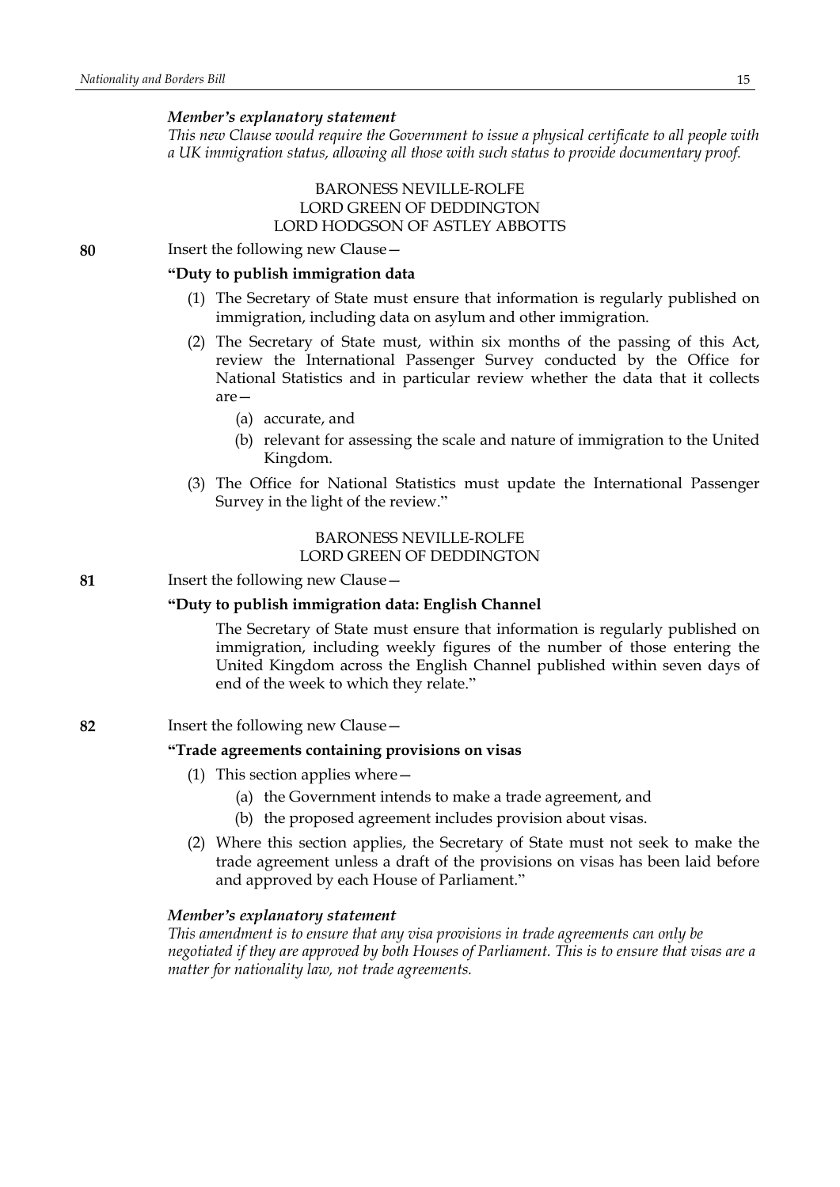***Member's explanatory statement***

*This new Clause would require the Government to issue a physical certificate to all people with a UK immigration status, allowing all those with such status to provide documentary proof.*

BARONESS NEVILLE-ROLFE
LORD GREEN OF DEDDINGTON
LORD HODGSON OF ASTLEY ABBOTTS

**80** Insert the following new Clause—

**"Duty to publish immigration data**

(1) The Secretary of State must ensure that information is regularly published on immigration, including data on asylum and other immigration.

(2) The Secretary of State must, within six months of the passing of this Act, review the International Passenger Survey conducted by the Office for National Statistics and in particular review whether the data that it collects are—

(a) accurate, and

(b) relevant for assessing the scale and nature of immigration to the United Kingdom.

(3) The Office for National Statistics must update the International Passenger Survey in the light of the review."

BARONESS NEVILLE-ROLFE
LORD GREEN OF DEDDINGTON

**81** Insert the following new Clause—

**"Duty to publish immigration data: English Channel**

The Secretary of State must ensure that information is regularly published on immigration, including weekly figures of the number of those entering the United Kingdom across the English Channel published within seven days of end of the week to which they relate."

**82** Insert the following new Clause—

**"Trade agreements containing provisions on visas**

(1) This section applies where—

(a) the Government intends to make a trade agreement, and

(b) the proposed agreement includes provision about visas.

(2) Where this section applies, the Secretary of State must not seek to make the trade agreement unless a draft of the provisions on visas has been laid before and approved by each House of Parliament."

***Member's explanatory statement***

*This amendment is to ensure that any visa provisions in trade agreements can only be negotiated if they are approved by both Houses of Parliament. This is to ensure that visas are a matter for nationality law, not trade agreements.*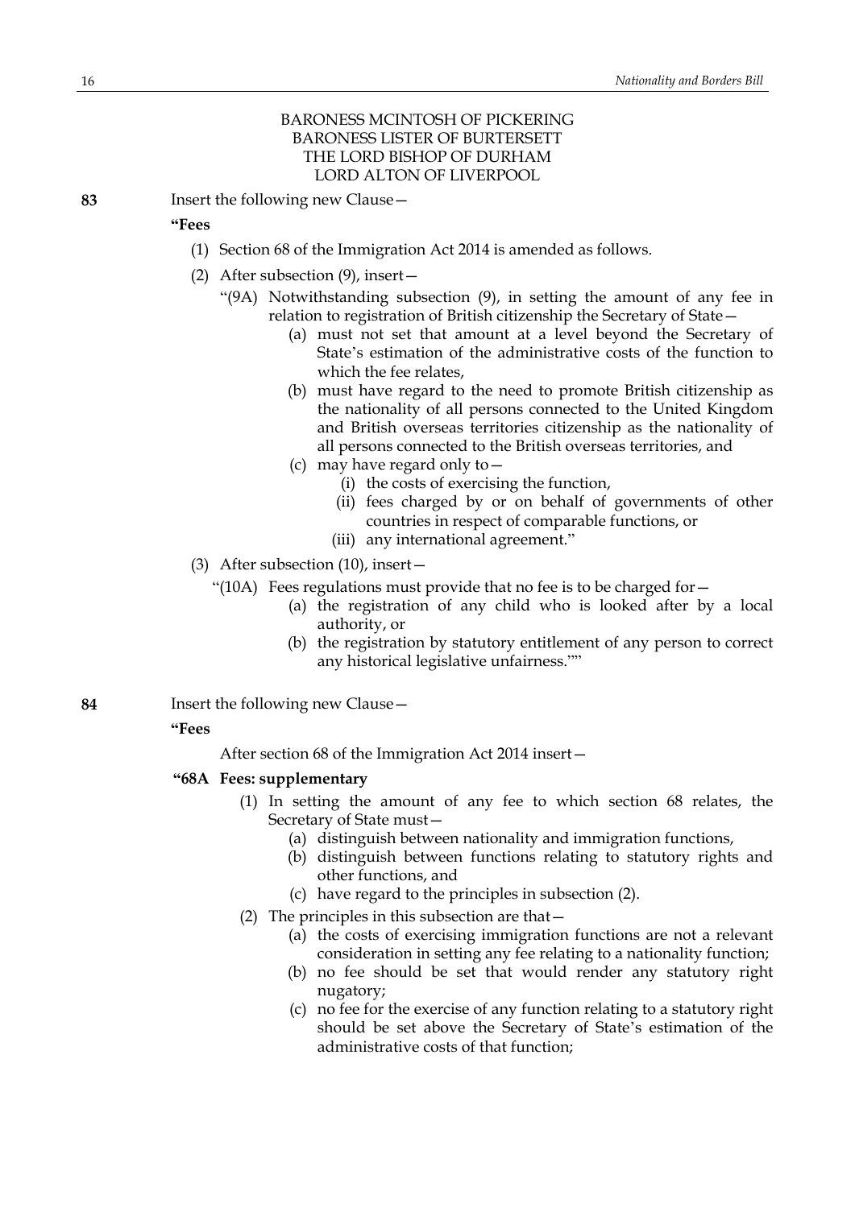BARONESS MCINTOSH OF PICKERING
BARONESS LISTER OF BURTERSETT
THE LORD BISHOP OF DURHAM
LORD ALTON OF LIVERPOOL

**83** Insert the following new Clause—

**"Fees**

(1) Section 68 of the Immigration Act 2014 is amended as follows.

(2) After subsection (9), insert—

"(9A) Notwithstanding subsection (9), in setting the amount of any fee in relation to registration of British citizenship the Secretary of State—

(a) must not set that amount at a level beyond the Secretary of State's estimation of the administrative costs of the function to which the fee relates,

(b) must have regard to the need to promote British citizenship as the nationality of all persons connected to the United Kingdom and British overseas territories citizenship as the nationality of all persons connected to the British overseas territories, and

(c) may have regard only to—

(i) the costs of exercising the function,

(ii) fees charged by or on behalf of governments of other countries in respect of comparable functions, or

(iii) any international agreement."

(3) After subsection (10), insert—

"(10A) Fees regulations must provide that no fee is to be charged for—

(a) the registration of any child who is looked after by a local authority, or

(b) the registration by statutory entitlement of any person to correct any historical legislative unfairness.""

**84** Insert the following new Clause—

**"Fees**

After section 68 of the Immigration Act 2014 insert—

**"68A Fees: supplementary**

(1) In setting the amount of any fee to which section 68 relates, the Secretary of State must—

(a) distinguish between nationality and immigration functions,

(b) distinguish between functions relating to statutory rights and other functions, and

(c) have regard to the principles in subsection (2).

(2) The principles in this subsection are that—

(a) the costs of exercising immigration functions are not a relevant consideration in setting any fee relating to a nationality function;

(b) no fee should be set that would render any statutory right nugatory;

(c) no fee for the exercise of any function relating to a statutory right should be set above the Secretary of State's estimation of the administrative costs of that function;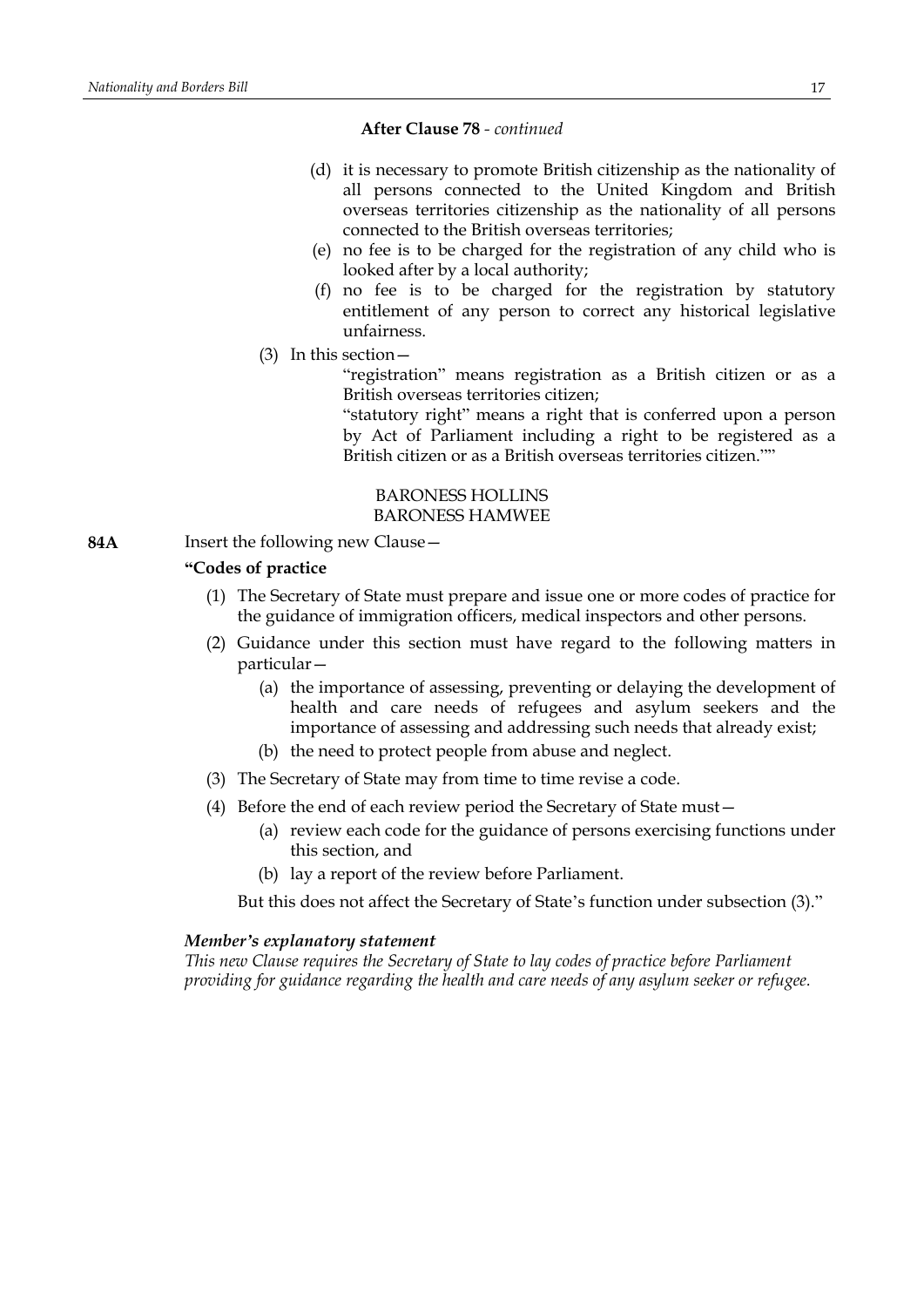**After Clause 78** - *continued*

(d) it is necessary to promote British citizenship as the nationality of all persons connected to the United Kingdom and British overseas territories citizenship as the nationality of all persons connected to the British overseas territories;

(e) no fee is to be charged for the registration of any child who is looked after by a local authority;

(f) no fee is to be charged for the registration by statutory entitlement of any person to correct any historical legislative unfairness.

(3) In this section—

"registration" means registration as a British citizen or as a British overseas territories citizen;

"statutory right" means a right that is conferred upon a person by Act of Parliament including a right to be registered as a British citizen or as a British overseas territories citizen.""

BARONESS HOLLINS
BARONESS HAMWEE

**84A** Insert the following new Clause—

**"Codes of practice**

(1) The Secretary of State must prepare and issue one or more codes of practice for the guidance of immigration officers, medical inspectors and other persons.

(2) Guidance under this section must have regard to the following matters in particular—

(a) the importance of assessing, preventing or delaying the development of health and care needs of refugees and asylum seekers and the importance of assessing and addressing such needs that already exist;

(b) the need to protect people from abuse and neglect.

(3) The Secretary of State may from time to time revise a code.

(4) Before the end of each review period the Secretary of State must—

(a) review each code for the guidance of persons exercising functions under this section, and

(b) lay a report of the review before Parliament.

But this does not affect the Secretary of State's function under subsection (3)."

***Member's explanatory statement***

*This new Clause requires the Secretary of State to lay codes of practice before Parliament providing for guidance regarding the health and care needs of any asylum seeker or refugee.*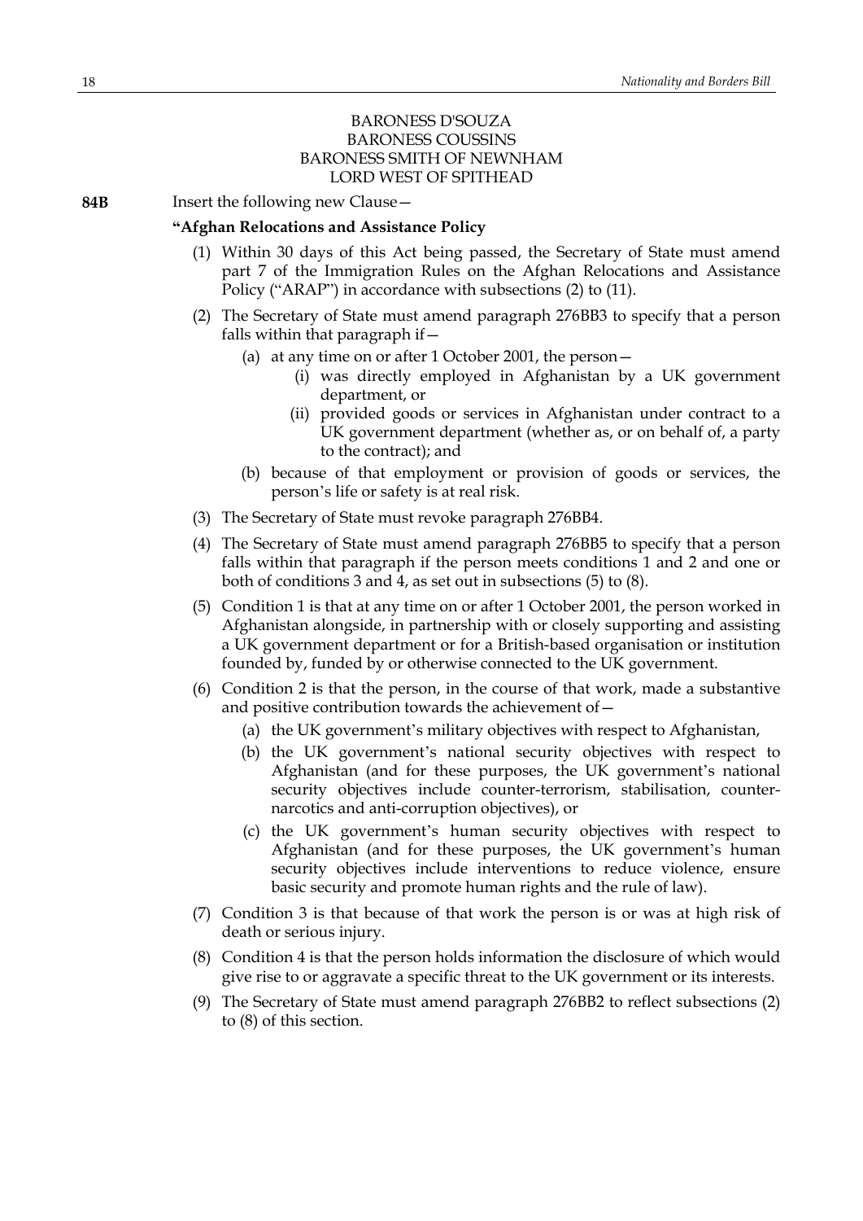BARONESS D'SOUZA
BARONESS COUSSINS
BARONESS SMITH OF NEWNHAM
LORD WEST OF SPITHEAD

**84B** Insert the following new Clause—

**"Afghan Relocations and Assistance Policy**

(1) Within 30 days of this Act being passed, the Secretary of State must amend part 7 of the Immigration Rules on the Afghan Relocations and Assistance Policy ("ARAP") in accordance with subsections (2) to (11).

(2) The Secretary of State must amend paragraph 276BB3 to specify that a person falls within that paragraph if—

  (a) at any time on or after 1 October 2001, the person—

    (i) was directly employed in Afghanistan by a UK government department, or

    (ii) provided goods or services in Afghanistan under contract to a UK government department (whether as, or on behalf of, a party to the contract); and

  (b) because of that employment or provision of goods or services, the person's life or safety is at real risk.

(3) The Secretary of State must revoke paragraph 276BB4.

(4) The Secretary of State must amend paragraph 276BB5 to specify that a person falls within that paragraph if the person meets conditions 1 and 2 and one or both of conditions 3 and 4, as set out in subsections (5) to (8).

(5) Condition 1 is that at any time on or after 1 October 2001, the person worked in Afghanistan alongside, in partnership with or closely supporting and assisting a UK government department or for a British-based organisation or institution founded by, funded by or otherwise connected to the UK government.

(6) Condition 2 is that the person, in the course of that work, made a substantive and positive contribution towards the achievement of—

  (a) the UK government's military objectives with respect to Afghanistan,

  (b) the UK government's national security objectives with respect to Afghanistan (and for these purposes, the UK government's national security objectives include counter-terrorism, stabilisation, counter-narcotics and anti-corruption objectives), or

  (c) the UK government's human security objectives with respect to Afghanistan (and for these purposes, the UK government's human security objectives include interventions to reduce violence, ensure basic security and promote human rights and the rule of law).

(7) Condition 3 is that because of that work the person is or was at high risk of death or serious injury.

(8) Condition 4 is that the person holds information the disclosure of which would give rise to or aggravate a specific threat to the UK government or its interests.

(9) The Secretary of State must amend paragraph 276BB2 to reflect subsections (2) to (8) of this section.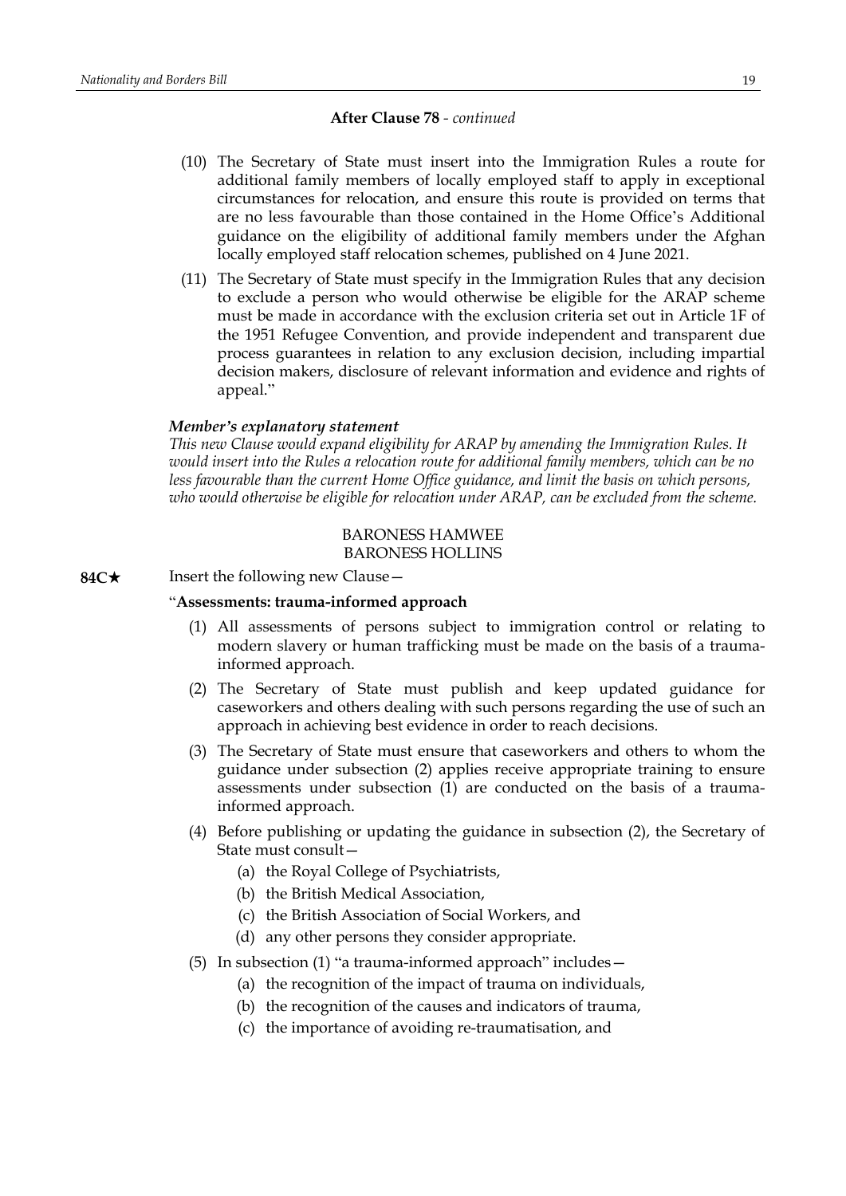**After Clause 78** - *continued*

(10) The Secretary of State must insert into the Immigration Rules a route for additional family members of locally employed staff to apply in exceptional circumstances for relocation, and ensure this route is provided on terms that are no less favourable than those contained in the Home Office's Additional guidance on the eligibility of additional family members under the Afghan locally employed staff relocation schemes, published on 4 June 2021.

(11) The Secretary of State must specify in the Immigration Rules that any decision to exclude a person who would otherwise be eligible for the ARAP scheme must be made in accordance with the exclusion criteria set out in Article 1F of the 1951 Refugee Convention, and provide independent and transparent due process guarantees in relation to any exclusion decision, including impartial decision makers, disclosure of relevant information and evidence and rights of appeal."

***Member's explanatory statement***

*This new Clause would expand eligibility for ARAP by amending the Immigration Rules. It would insert into the Rules a relocation route for additional family members, which can be no less favourable than the current Home Office guidance, and limit the basis on which persons, who would otherwise be eligible for relocation under ARAP, can be excluded from the scheme.*

BARONESS HAMWEE
BARONESS HOLLINS

**84C★** Insert the following new Clause—

"**Assessments: trauma-informed approach**

(1) All assessments of persons subject to immigration control or relating to modern slavery or human trafficking must be made on the basis of a trauma-informed approach.

(2) The Secretary of State must publish and keep updated guidance for caseworkers and others dealing with such persons regarding the use of such an approach in achieving best evidence in order to reach decisions.

(3) The Secretary of State must ensure that caseworkers and others to whom the guidance under subsection (2) applies receive appropriate training to ensure assessments under subsection (1) are conducted on the basis of a trauma-informed approach.

(4) Before publishing or updating the guidance in subsection (2), the Secretary of State must consult—

(a) the Royal College of Psychiatrists,

(b) the British Medical Association,

(c) the British Association of Social Workers, and

(d) any other persons they consider appropriate.

(5) In subsection (1) "a trauma-informed approach" includes—

(a) the recognition of the impact of trauma on individuals,

(b) the recognition of the causes and indicators of trauma,

(c) the importance of avoiding re-traumatisation, and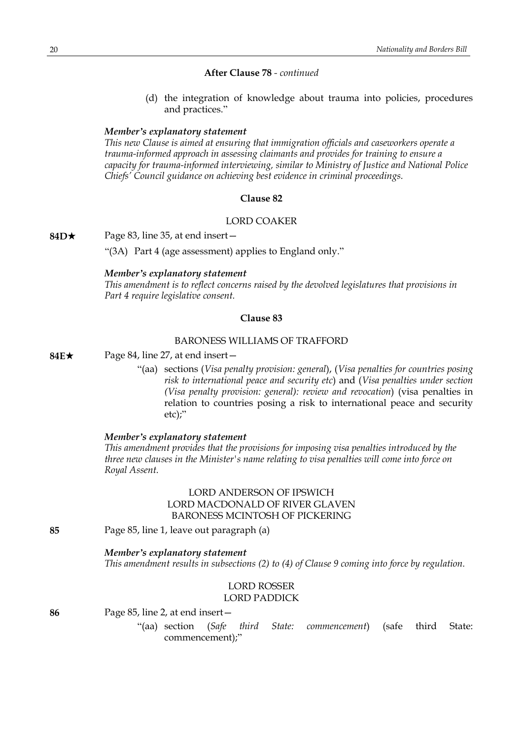**After Clause 78** - *continued*

(d) the integration of knowledge about trauma into policies, procedures and practices."

***Member's explanatory statement***

*This new Clause is aimed at ensuring that immigration officials and caseworkers operate a trauma-informed approach in assessing claimants and provides for training to ensure a capacity for trauma-informed interviewing, similar to Ministry of Justice and National Police Chiefs' Council guidance on achieving best evidence in criminal proceedings.*

**Clause 82**

LORD COAKER

**84D★** Page 83, line 35, at end insert—

"(3A) Part 4 (age assessment) applies to England only."

***Member's explanatory statement***

*This amendment is to reflect concerns raised by the devolved legislatures that provisions in Part 4 require legislative consent.*

**Clause 83**

BARONESS WILLIAMS OF TRAFFORD

**84E★** Page 84, line 27, at end insert—

"(aa) sections (*Visa penalty provision: general*), (*Visa penalties for countries posing risk to international peace and security etc*) and (*Visa penalties under section (Visa penalty provision: general): review and revocation*) (visa penalties in relation to countries posing a risk to international peace and security etc);"

***Member's explanatory statement***

*This amendment provides that the provisions for imposing visa penalties introduced by the three new clauses in the Minister's name relating to visa penalties will come into force on Royal Assent.*

LORD ANDERSON OF IPSWICH
LORD MACDONALD OF RIVER GLAVEN
BARONESS MCINTOSH OF PICKERING

**85** Page 85, line 1, leave out paragraph (a)

***Member's explanatory statement***

*This amendment results in subsections (2) to (4) of Clause 9 coming into force by regulation.*

LORD ROSSER
LORD PADDICK

**86** Page 85, line 2, at end insert—

"(aa) section (*Safe third State: commencement*) (safe third State: commencement);"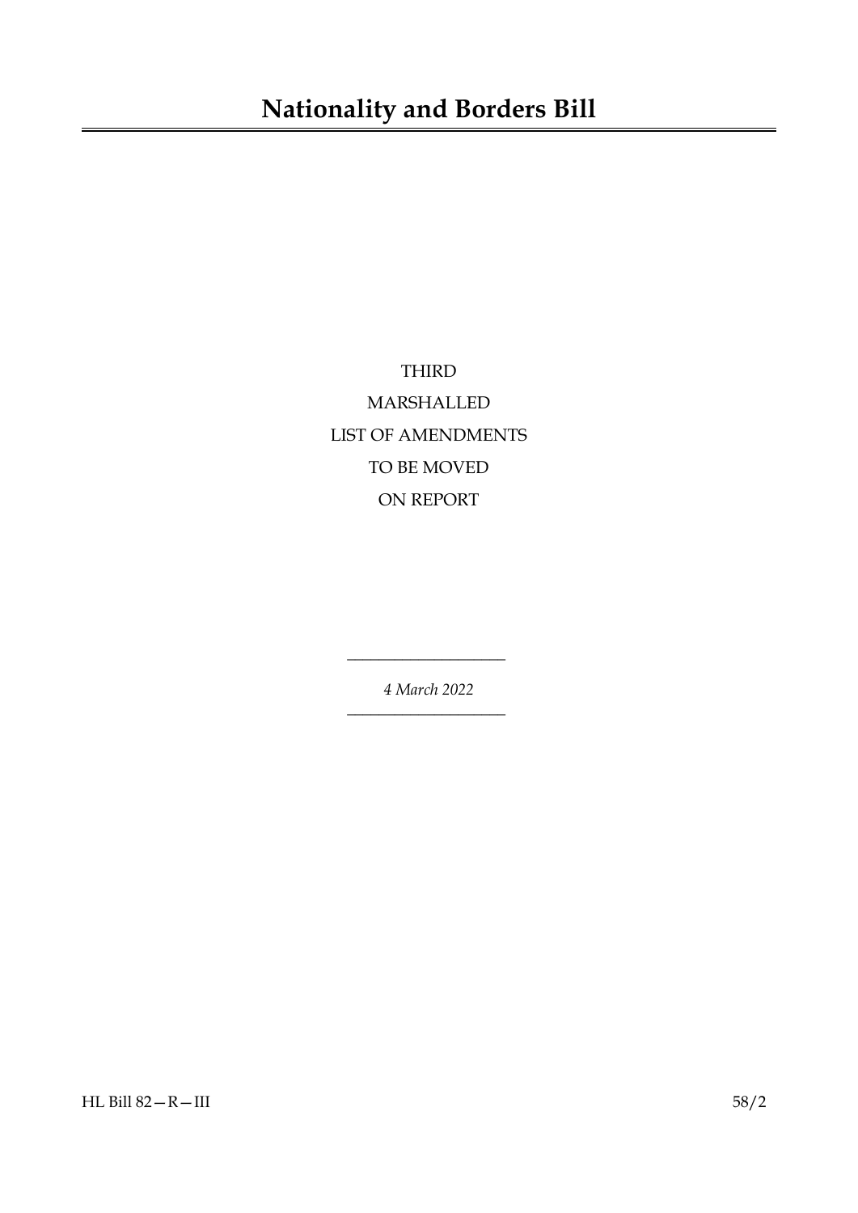# Nationality and Borders Bill

THIRD

MARSHALLED

LIST OF AMENDMENTS

TO BE MOVED

ON REPORT

---

*4 March 2022*

---

HL Bill 82—R—III

58/2